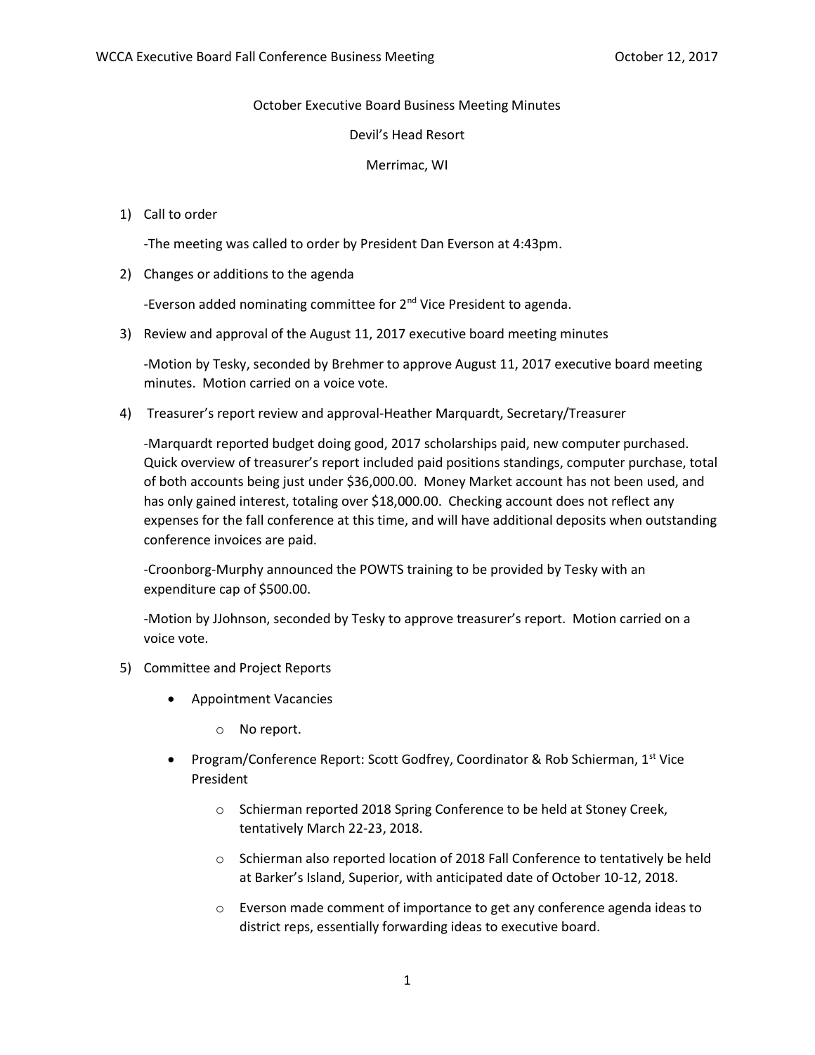October Executive Board Business Meeting Minutes

Devil's Head Resort

Merrimac, WI

1) Call to order

   -The meeting was called to order by President Dan Everson at 4:43pm.

2) Changes or additions to the agenda

   -Everson added nominating committee for 2nd Vice President to agenda.

3) Review and approval of the August 11, 2017 executive board meeting minutes

   -Motion by Tesky, seconded by Brehmer to approve August 11, 2017 executive board meeting minutes. Motion carried on a voice vote.

4) Treasurer's report review and approval-Heather Marquardt, Secretary/Treasurer

   -Marquardt reported budget doing good, 2017 scholarships paid, new computer purchased. Quick overview of treasurer's report included paid positions standings, computer purchase, total of both accounts being just under $36,000.00. Money Market account has not been used, and has only gained interest, totaling over $18,000.00. Checking account does not reflect any expenses for the fall conference at this time, and will have additional deposits when outstanding conference invoices are paid.

   -Croonborg-Murphy announced the POWTS training to be provided by Tesky with an expenditure cap of $500.00.

   -Motion by JJohnson, seconded by Tesky to approve treasurer's report. Motion carried on a voice vote.

5) Committee and Project Reports

   - Appointment Vacancies
     - No report.
   - Program/Conference Report: Scott Godfrey, Coordinator & Rob Schierman, 1st Vice President
     - Schierman reported 2018 Spring Conference to be held at Stoney Creek, tentatively March 22-23, 2018.
     - Schierman also reported location of 2018 Fall Conference to tentatively be held at Barker's Island, Superior, with anticipated date of October 10-12, 2018.
     - Everson made comment of importance to get any conference agenda ideas to district reps, essentially forwarding ideas to executive board.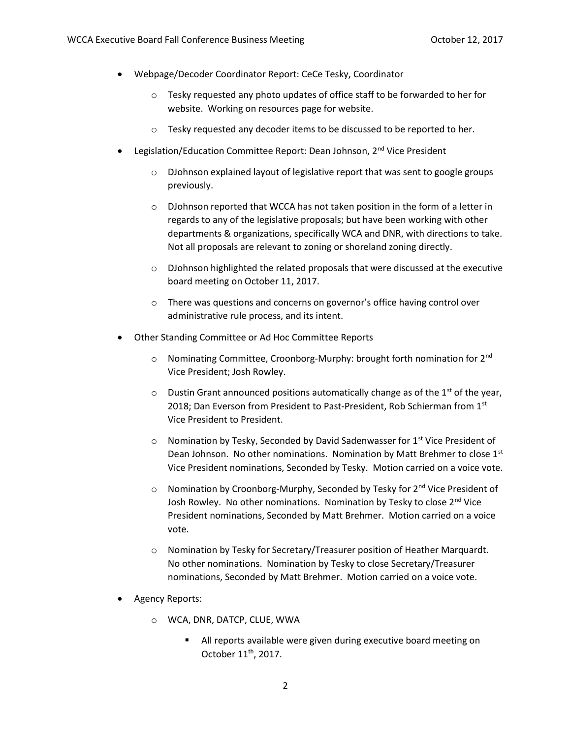- Webpage/Decoder Coordinator Report: CeCe Tesky, Coordinator
  - Tesky requested any photo updates of office staff to be forwarded to her for website. Working on resources page for website.
  - Tesky requested any decoder items to be discussed to be reported to her.
- Legislation/Education Committee Report: Dean Johnson, 2nd Vice President
  - DJohnson explained layout of legislative report that was sent to google groups previously.
  - DJohnson reported that WCCA has not taken position in the form of a letter in regards to any of the legislative proposals; but have been working with other departments & organizations, specifically WCA and DNR, with directions to take. Not all proposals are relevant to zoning or shoreland zoning directly.
  - DJohnson highlighted the related proposals that were discussed at the executive board meeting on October 11, 2017.
  - There was questions and concerns on governor's office having control over administrative rule process, and its intent.
- Other Standing Committee or Ad Hoc Committee Reports
  - Nominating Committee, Croonborg-Murphy: brought forth nomination for 2nd Vice President; Josh Rowley.
  - Dustin Grant announced positions automatically change as of the 1st of the year, 2018; Dan Everson from President to Past-President, Rob Schierman from 1st Vice President to President.
  - Nomination by Tesky, Seconded by David Sadenwasser for 1st Vice President of Dean Johnson. No other nominations. Nomination by Matt Brehmer to close 1st Vice President nominations, Seconded by Tesky. Motion carried on a voice vote.
  - Nomination by Croonborg-Murphy, Seconded by Tesky for 2nd Vice President of Josh Rowley. No other nominations. Nomination by Tesky to close 2nd Vice President nominations, Seconded by Matt Brehmer. Motion carried on a voice vote.
  - Nomination by Tesky for Secretary/Treasurer position of Heather Marquardt. No other nominations. Nomination by Tesky to close Secretary/Treasurer nominations, Seconded by Matt Brehmer. Motion carried on a voice vote.
- Agency Reports:
  - WCA, DNR, DATCP, CLUE, WWA
    - All reports available were given during executive board meeting on October 11th, 2017.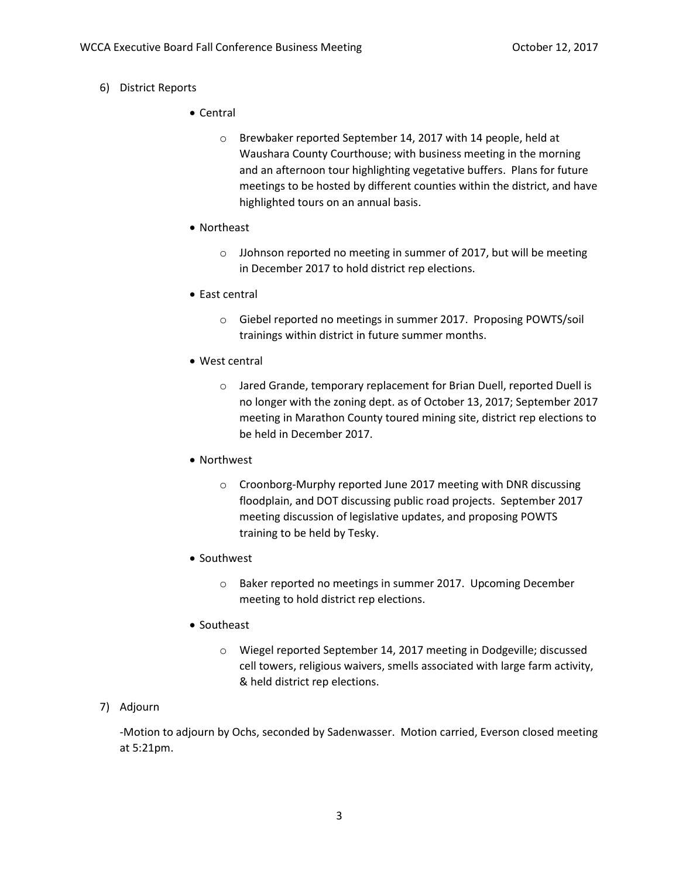6) District Reports

- Central
  - Brewbaker reported September 14, 2017 with 14 people, held at Waushara County Courthouse; with business meeting in the morning and an afternoon tour highlighting vegetative buffers. Plans for future meetings to be hosted by different counties within the district, and have highlighted tours on an annual basis.
- Northeast
  - JJohnson reported no meeting in summer of 2017, but will be meeting in December 2017 to hold district rep elections.
- East central
  - Giebel reported no meetings in summer 2017. Proposing POWTS/soil trainings within district in future summer months.
- West central
  - Jared Grande, temporary replacement for Brian Duell, reported Duell is no longer with the zoning dept. as of October 13, 2017; September 2017 meeting in Marathon County toured mining site, district rep elections to be held in December 2017.
- Northwest
  - Croonborg-Murphy reported June 2017 meeting with DNR discussing floodplain, and DOT discussing public road projects. September 2017 meeting discussion of legislative updates, and proposing POWTS training to be held by Tesky.
- Southwest
  - Baker reported no meetings in summer 2017. Upcoming December meeting to hold district rep elections.
- Southeast
  - Wiegel reported September 14, 2017 meeting in Dodgeville; discussed cell towers, religious waivers, smells associated with large farm activity, & held district rep elections.

7) Adjourn

-Motion to adjourn by Ochs, seconded by Sadenwasser. Motion carried, Everson closed meeting at 5:21pm.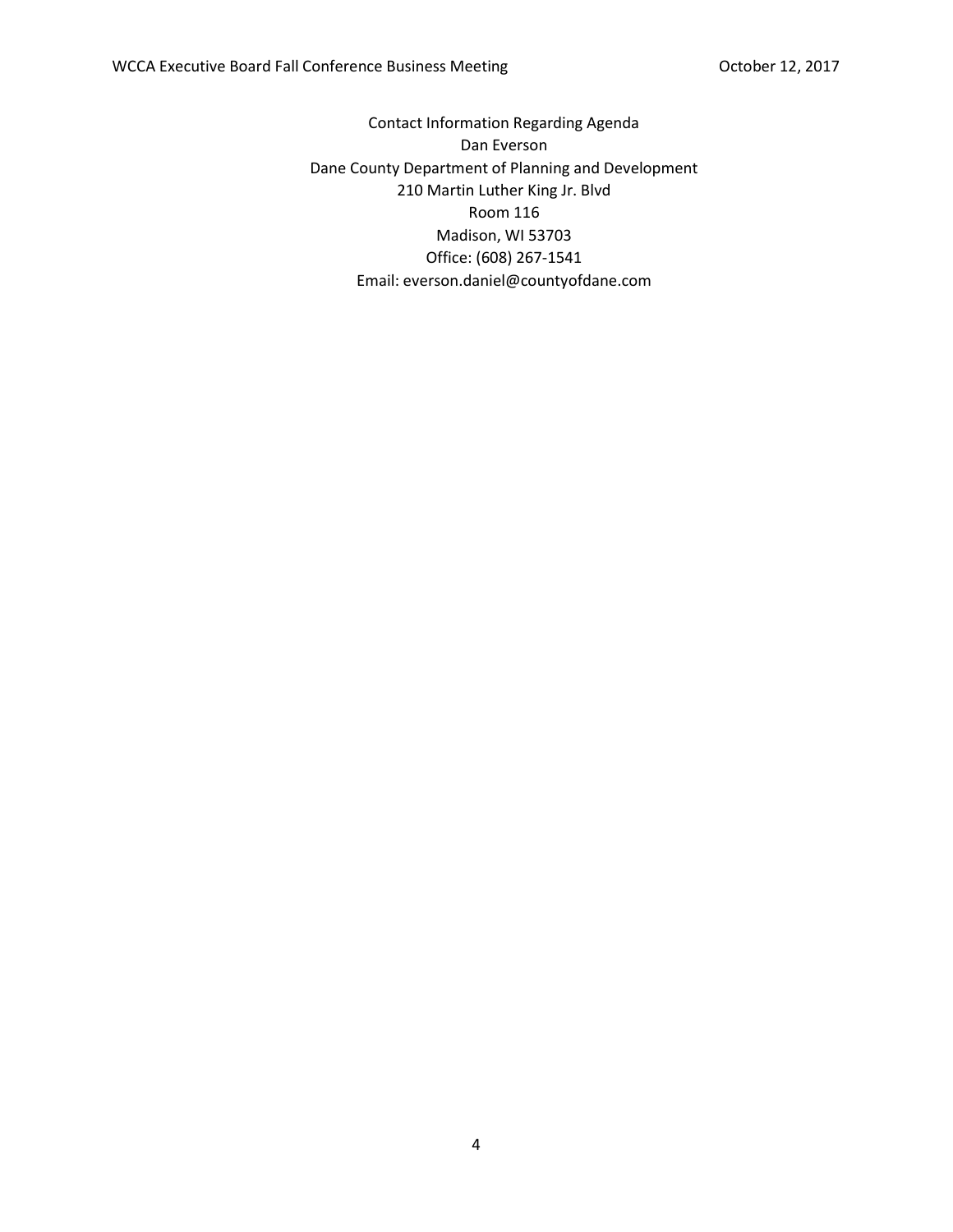Contact Information Regarding Agenda

Dan Everson

Dane County Department of Planning and Development

210 Martin Luther King Jr. Blvd

Room 116

Madison, WI 53703

Office: (608) 267-1541

Email: everson.daniel@countyofdane.com